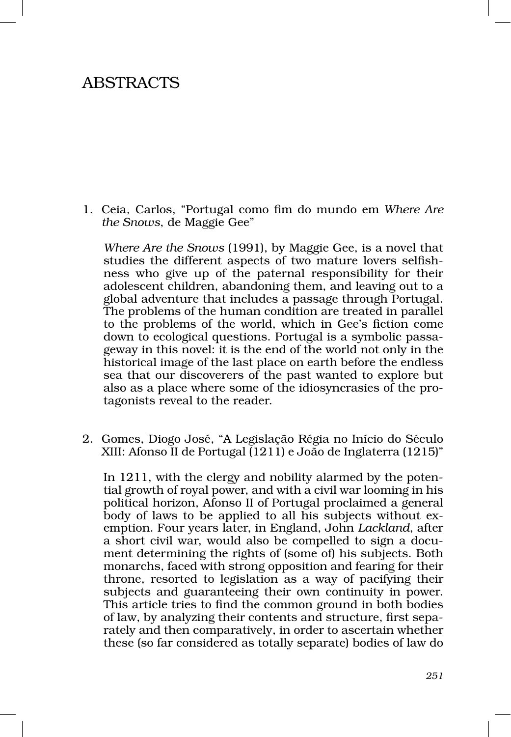# ABSTRACTS

1. Ceia, Carlos, "Portugal como fim do mundo em *Where Are the Snows*, de Maggie Gee"

   *Where Are the Snows* (1991), by Maggie Gee, is a novel that studies the different aspects of two mature lovers selfishness who give up of the paternal responsibility for their adolescent children, abandoning them, and leaving out to a global adventure that includes a passage through Portugal. The problems of the human condition are treated in parallel to the problems of the world, which in Gee's fiction come down to ecological questions. Portugal is a symbolic passageway in this novel: it is the end of the world not only in the historical image of the last place on earth before the endless sea that our discoverers of the past wanted to explore but also as a place where some of the idiosyncrasies of the protagonists reveal to the reader.

2. Gomes, Diogo José, "A Legislação Régia no Início do Século XIII: Afonso II de Portugal (1211) e João de Inglaterra (1215)"

   In 1211, with the clergy and nobility alarmed by the potential growth of royal power, and with a civil war looming in his political horizon, Afonso II of Portugal proclaimed a general body of laws to be applied to all his subjects without exemption. Four years later, in England, John *Lackland*, after a short civil war, would also be compelled to sign a document determining the rights of (some of) his subjects. Both monarchs, faced with strong opposition and fearing for their throne, resorted to legislation as a way of pacifying their subjects and guaranteeing their own continuity in power. This article tries to find the common ground in both bodies of law, by analyzing their contents and structure, first separately and then comparatively, in order to ascertain whether these (so far considered as totally separate) bodies of law do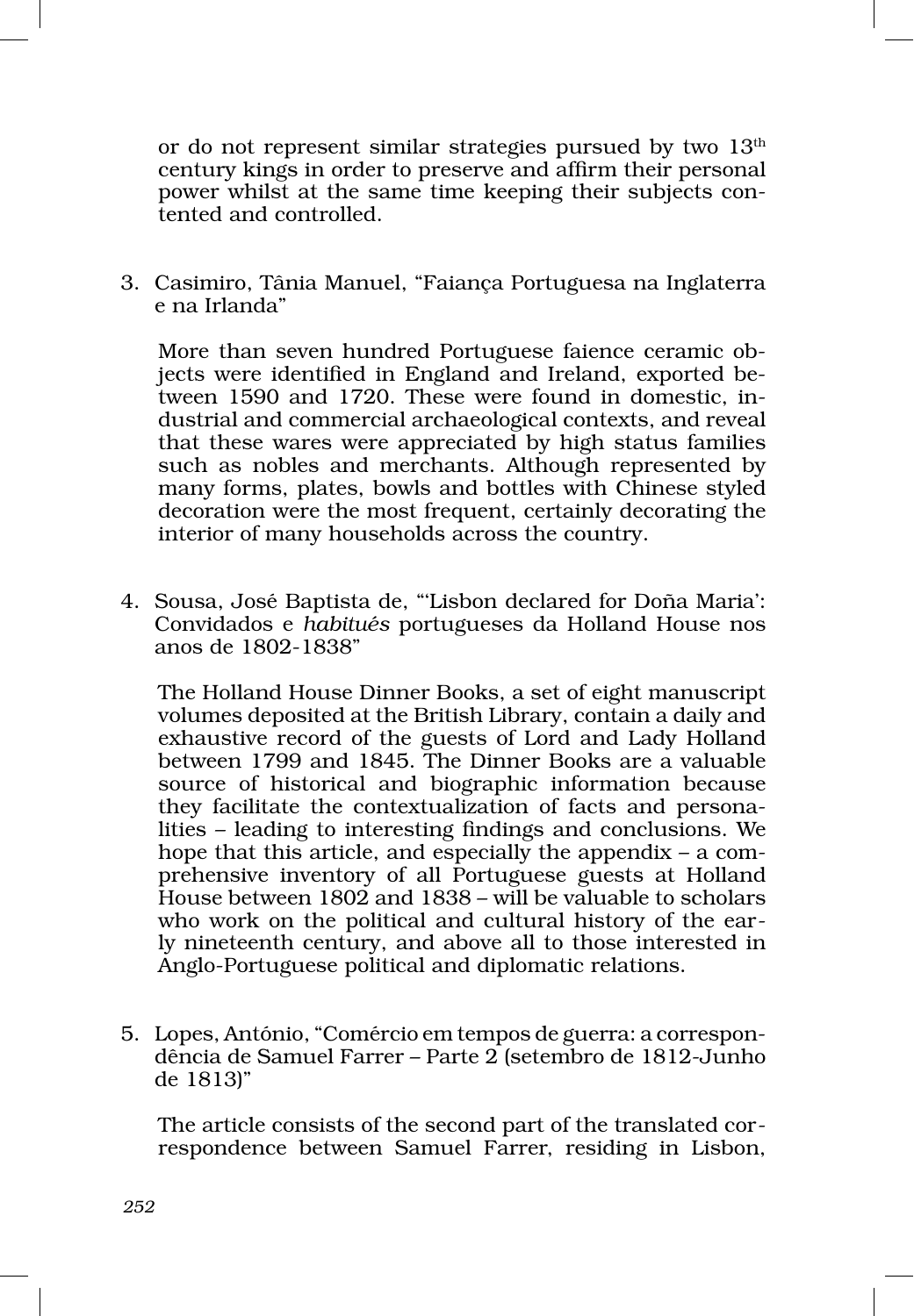or do not represent similar strategies pursued by two 13th century kings in order to preserve and affirm their personal power whilst at the same time keeping their subjects contented and controlled.

3. Casimiro, Tânia Manuel, "Faiança Portuguesa na Inglaterra e na Irlanda"

   More than seven hundred Portuguese faience ceramic objects were identified in England and Ireland, exported between 1590 and 1720. These were found in domestic, industrial and commercial archaeological contexts, and reveal that these wares were appreciated by high status families such as nobles and merchants. Although represented by many forms, plates, bowls and bottles with Chinese styled decoration were the most frequent, certainly decorating the interior of many households across the country.

4. Sousa, José Baptista de, "'Lisbon declared for Doña Maria': Convidados e *habitués* portugueses da Holland House nos anos de 1802-1838"

   The Holland House Dinner Books, a set of eight manuscript volumes deposited at the British Library, contain a daily and exhaustive record of the guests of Lord and Lady Holland between 1799 and 1845. The Dinner Books are a valuable source of historical and biographic information because they facilitate the contextualization of facts and personalities – leading to interesting findings and conclusions. We hope that this article, and especially the appendix – a comprehensive inventory of all Portuguese guests at Holland House between 1802 and 1838 – will be valuable to scholars who work on the political and cultural history of the early nineteenth century, and above all to those interested in Anglo-Portuguese political and diplomatic relations.

5. Lopes, António, "Comércio em tempos de guerra: a correspondência de Samuel Farrer – Parte 2 (setembro de 1812-Junho de 1813)"

   The article consists of the second part of the translated correspondence between Samuel Farrer, residing in Lisbon,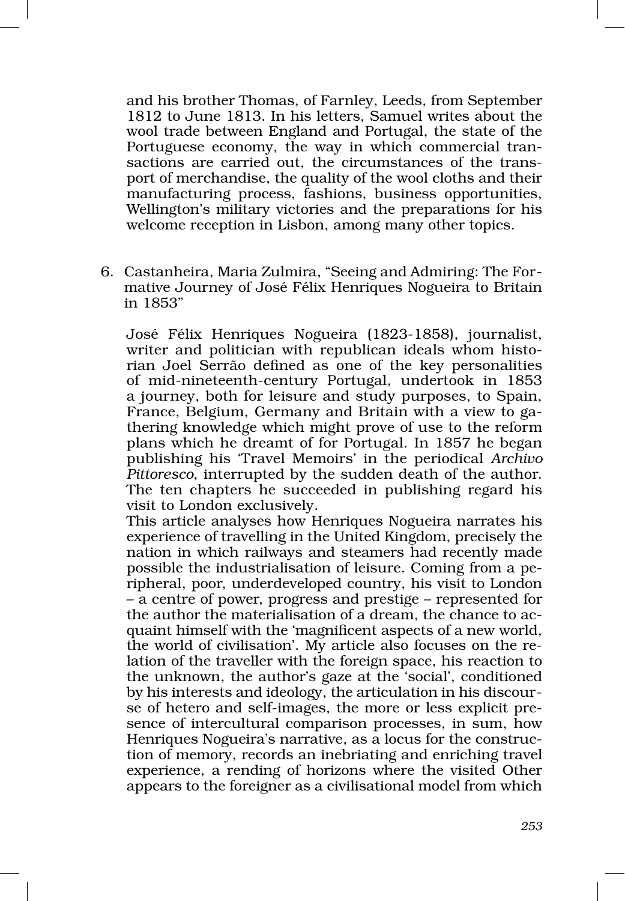and his brother Thomas, of Farnley, Leeds, from September 1812 to June 1813. In his letters, Samuel writes about the wool trade between England and Portugal, the state of the Portuguese economy, the way in which commercial transactions are carried out, the circumstances of the transport of merchandise, the quality of the wool cloths and their manufacturing process, fashions, business opportunities, Wellington's military victories and the preparations for his welcome reception in Lisbon, among many other topics.

6. Castanheira, Maria Zulmira, "Seeing and Admiring: The Formative Journey of José Félix Henriques Nogueira to Britain in 1853"

   José Félix Henriques Nogueira (1823-1858), journalist, writer and politician with republican ideals whom historian Joel Serrão defined as one of the key personalities of mid-nineteenth-century Portugal, undertook in 1853 a journey, both for leisure and study purposes, to Spain, France, Belgium, Germany and Britain with a view to gathering knowledge which might prove of use to the reform plans which he dreamt of for Portugal. In 1857 he began publishing his 'Travel Memoirs' in the periodical *Archivo Pittoresco*, interrupted by the sudden death of the author. The ten chapters he succeeded in publishing regard his visit to London exclusively.

   This article analyses how Henriques Nogueira narrates his experience of travelling in the United Kingdom, precisely the nation in which railways and steamers had recently made possible the industrialisation of leisure. Coming from a peripheral, poor, underdeveloped country, his visit to London – a centre of power, progress and prestige – represented for the author the materialisation of a dream, the chance to acquaint himself with the 'magnificent aspects of a new world, the world of civilisation'. My article also focuses on the relation of the traveller with the foreign space, his reaction to the unknown, the author's gaze at the 'social', conditioned by his interests and ideology, the articulation in his discourse of hetero and self-images, the more or less explicit presence of intercultural comparison processes, in sum, how Henriques Nogueira's narrative, as a locus for the construction of memory, records an inebriating and enriching travel experience, a rending of horizons where the visited Other appears to the foreigner as a civilisational model from which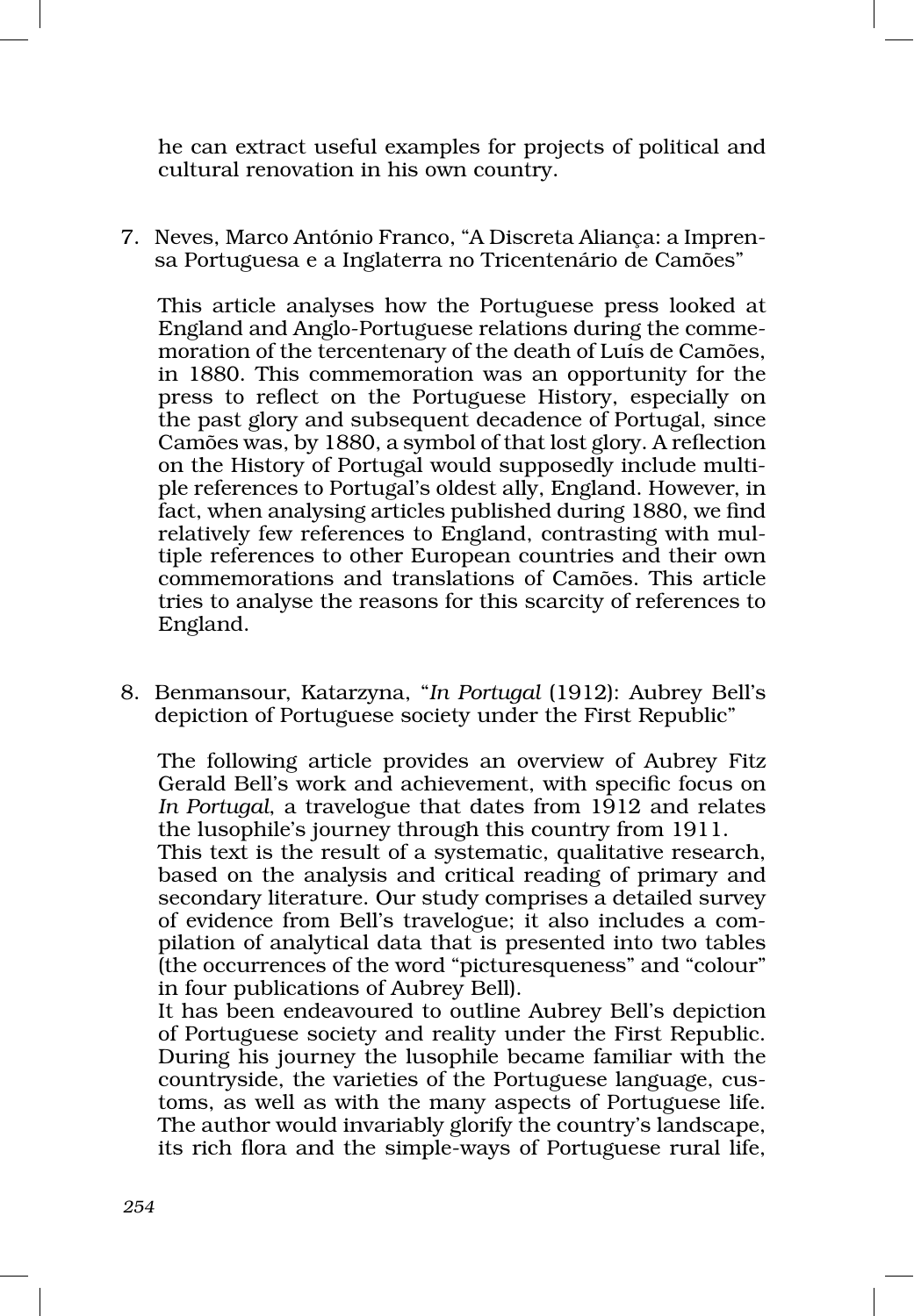he can extract useful examples for projects of political and cultural renovation in his own country.

7. Neves, Marco António Franco, "A Discreta Aliança: a Imprensa Portuguesa e a Inglaterra no Tricentenário de Camões"

   This article analyses how the Portuguese press looked at England and Anglo-Portuguese relations during the commemoration of the tercentenary of the death of Luís de Camões, in 1880. This commemoration was an opportunity for the press to reflect on the Portuguese History, especially on the past glory and subsequent decadence of Portugal, since Camões was, by 1880, a symbol of that lost glory. A reflection on the History of Portugal would supposedly include multiple references to Portugal's oldest ally, England. However, in fact, when analysing articles published during 1880, we find relatively few references to England, contrasting with multiple references to other European countries and their own commemorations and translations of Camões. This article tries to analyse the reasons for this scarcity of references to England.

8. Benmansour, Katarzyna, "*In Portugal* (1912): Aubrey Bell's depiction of Portuguese society under the First Republic"

   The following article provides an overview of Aubrey Fitz Gerald Bell's work and achievement, with specific focus on *In Portugal*, a travelogue that dates from 1912 and relates the lusophile's journey through this country from 1911.
   This text is the result of a systematic, qualitative research, based on the analysis and critical reading of primary and secondary literature. Our study comprises a detailed survey of evidence from Bell's travelogue; it also includes a compilation of analytical data that is presented into two tables (the occurrences of the word "picturesqueness" and "colour" in four publications of Aubrey Bell).
   It has been endeavoured to outline Aubrey Bell's depiction of Portuguese society and reality under the First Republic. During his journey the lusophile became familiar with the countryside, the varieties of the Portuguese language, customs, as well as with the many aspects of Portuguese life. The author would invariably glorify the country's landscape, its rich flora and the simple-ways of Portuguese rural life,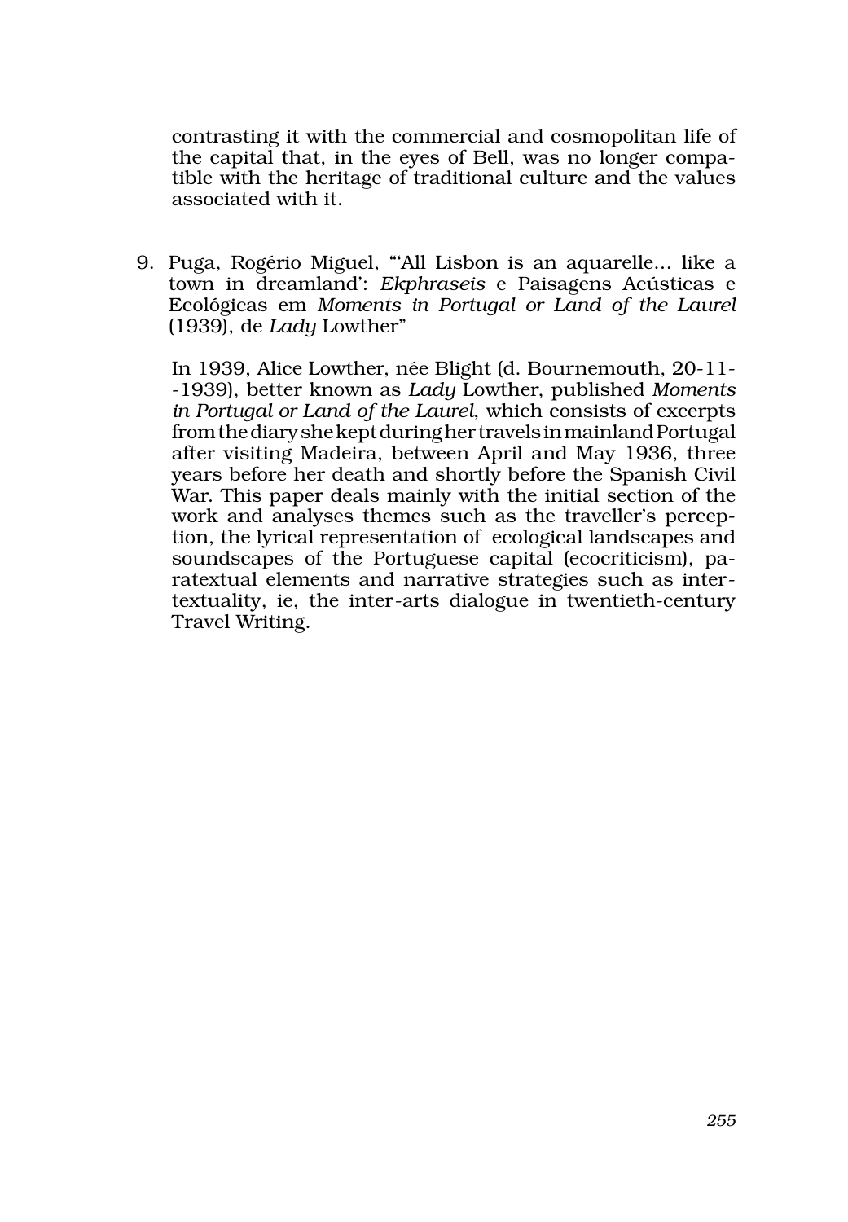contrasting it with the commercial and cosmopolitan life of the capital that, in the eyes of Bell, was no longer compatible with the heritage of traditional culture and the values associated with it.

9. Puga, Rogério Miguel, "'All Lisbon is an aquarelle… like a town in dreamland': *Ekphraseis* e Paisagens Acústicas e Ecológicas em *Moments in Portugal or Land of the Laurel* (1939), de *Lady* Lowther"

   In 1939, Alice Lowther, née Blight (d. Bournemouth, 20-11--1939), better known as *Lady* Lowther, published *Moments in Portugal or Land of the Laurel*, which consists of excerpts from the diary she kept during her travels in mainland Portugal after visiting Madeira, between April and May 1936, three years before her death and shortly before the Spanish Civil War. This paper deals mainly with the initial section of the work and analyses themes such as the traveller's perception, the lyrical representation of ecological landscapes and soundscapes of the Portuguese capital (ecocriticism), paratextual elements and narrative strategies such as intertextuality, ie, the inter-arts dialogue in twentieth-century Travel Writing.